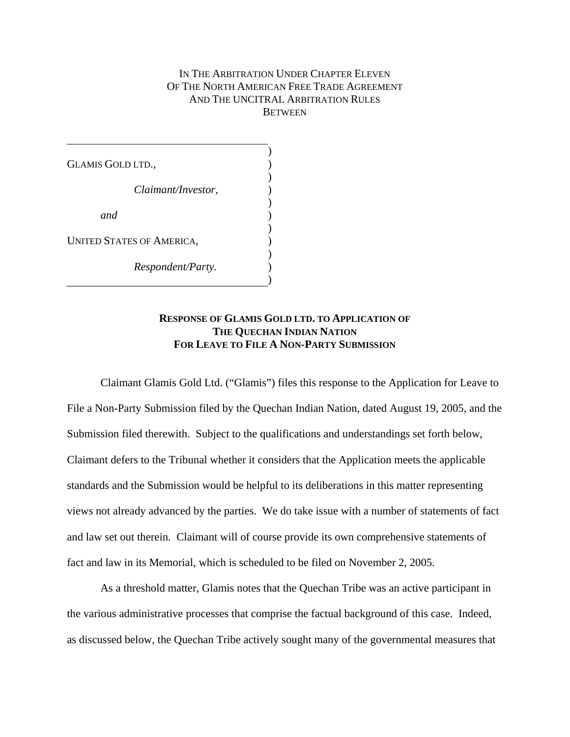IN THE ARBITRATION UNDER CHAPTER ELEVEN
OF THE NORTH AMERICAN FREE TRADE AGREEMENT
AND THE UNCITRAL ARBITRATION RULES
BETWEEN

GLAMIS GOLD LTD.,

*Claimant/Investor,*

*and*

UNITED STATES OF AMERICA,

*Respondent/Party.*

**RESPONSE OF GLAMIS GOLD LTD. TO APPLICATION OF THE QUECHAN INDIAN NATION FOR LEAVE TO FILE A NON-PARTY SUBMISSION**

Claimant Glamis Gold Ltd. ("Glamis") files this response to the Application for Leave to File a Non-Party Submission filed by the Quechan Indian Nation, dated August 19, 2005, and the Submission filed therewith. Subject to the qualifications and understandings set forth below, Claimant defers to the Tribunal whether it considers that the Application meets the applicable standards and the Submission would be helpful to its deliberations in this matter representing views not already advanced by the parties. We do take issue with a number of statements of fact and law set out therein. Claimant will of course provide its own comprehensive statements of fact and law in its Memorial, which is scheduled to be filed on November 2, 2005.

As a threshold matter, Glamis notes that the Quechan Tribe was an active participant in the various administrative processes that comprise the factual background of this case. Indeed, as discussed below, the Quechan Tribe actively sought many of the governmental measures that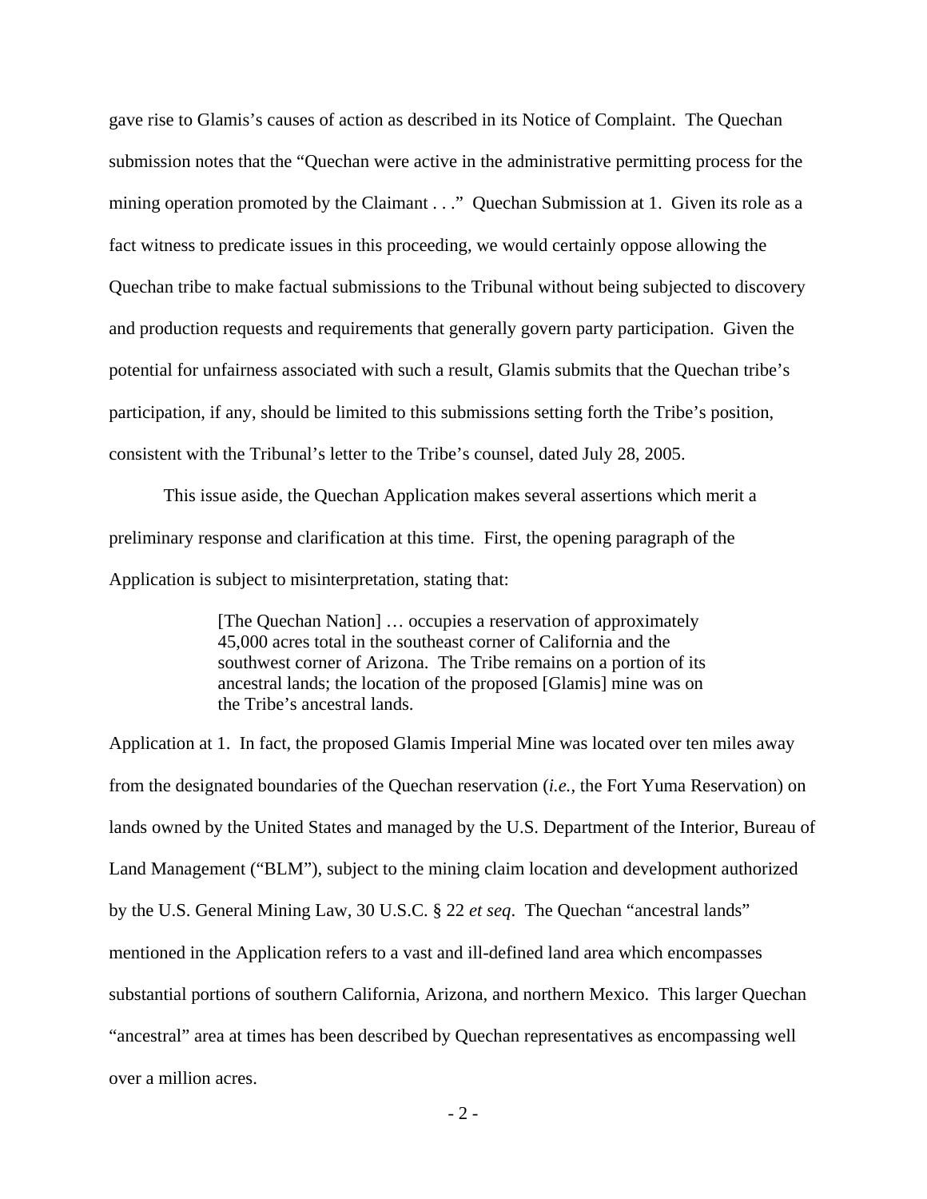gave rise to Glamis's causes of action as described in its Notice of Complaint. The Quechan submission notes that the "Quechan were active in the administrative permitting process for the mining operation promoted by the Claimant . . ." Quechan Submission at 1. Given its role as a fact witness to predicate issues in this proceeding, we would certainly oppose allowing the Quechan tribe to make factual submissions to the Tribunal without being subjected to discovery and production requests and requirements that generally govern party participation. Given the potential for unfairness associated with such a result, Glamis submits that the Quechan tribe's participation, if any, should be limited to this submissions setting forth the Tribe's position, consistent with the Tribunal's letter to the Tribe's counsel, dated July 28, 2005.

This issue aside, the Quechan Application makes several assertions which merit a preliminary response and clarification at this time. First, the opening paragraph of the Application is subject to misinterpretation, stating that:

> [The Quechan Nation] … occupies a reservation of approximately 45,000 acres total in the southeast corner of California and the southwest corner of Arizona. The Tribe remains on a portion of its ancestral lands; the location of the proposed [Glamis] mine was on the Tribe's ancestral lands.

Application at 1. In fact, the proposed Glamis Imperial Mine was located over ten miles away from the designated boundaries of the Quechan reservation (*i.e.*, the Fort Yuma Reservation) on lands owned by the United States and managed by the U.S. Department of the Interior, Bureau of Land Management ("BLM"), subject to the mining claim location and development authorized by the U.S. General Mining Law, 30 U.S.C. § 22 *et seq*. The Quechan "ancestral lands" mentioned in the Application refers to a vast and ill-defined land area which encompasses substantial portions of southern California, Arizona, and northern Mexico. This larger Quechan "ancestral" area at times has been described by Quechan representatives as encompassing well over a million acres.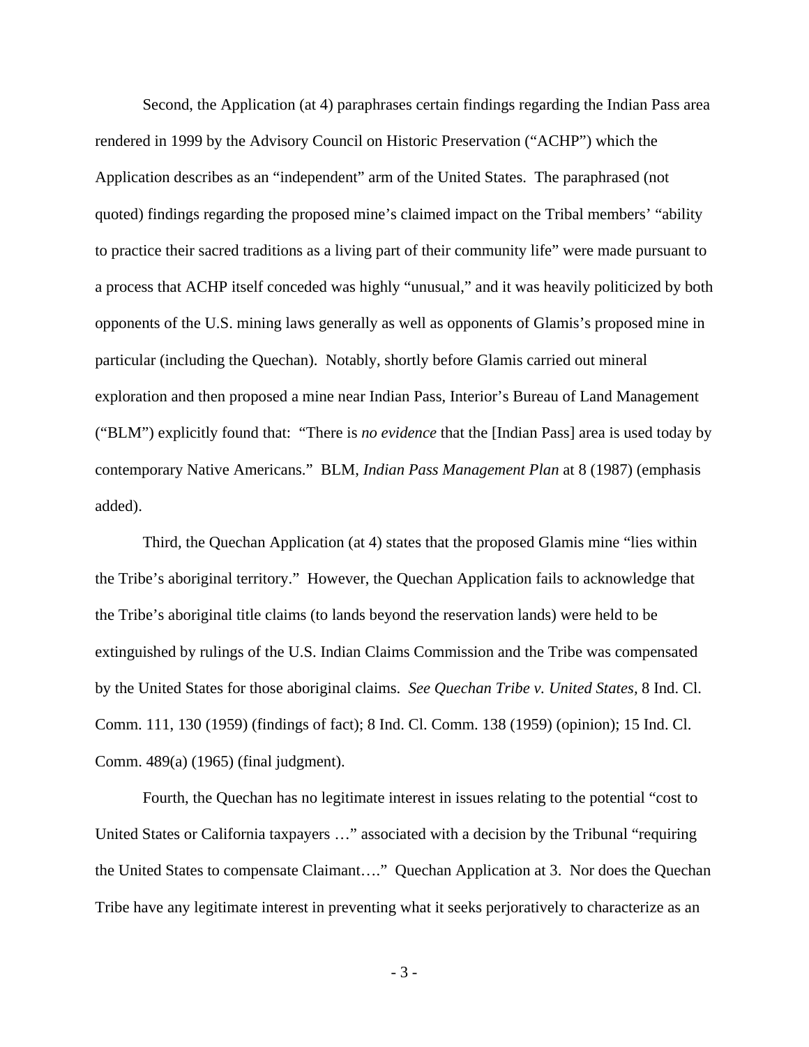Second, the Application (at 4) paraphrases certain findings regarding the Indian Pass area rendered in 1999 by the Advisory Council on Historic Preservation ("ACHP") which the Application describes as an "independent" arm of the United States. The paraphrased (not quoted) findings regarding the proposed mine's claimed impact on the Tribal members' "ability to practice their sacred traditions as a living part of their community life" were made pursuant to a process that ACHP itself conceded was highly "unusual," and it was heavily politicized by both opponents of the U.S. mining laws generally as well as opponents of Glamis's proposed mine in particular (including the Quechan). Notably, shortly before Glamis carried out mineral exploration and then proposed a mine near Indian Pass, Interior's Bureau of Land Management ("BLM") explicitly found that: "There is *no evidence* that the [Indian Pass] area is used today by contemporary Native Americans." BLM, *Indian Pass Management Plan* at 8 (1987) (emphasis added).

Third, the Quechan Application (at 4) states that the proposed Glamis mine "lies within the Tribe's aboriginal territory." However, the Quechan Application fails to acknowledge that the Tribe's aboriginal title claims (to lands beyond the reservation lands) were held to be extinguished by rulings of the U.S. Indian Claims Commission and the Tribe was compensated by the United States for those aboriginal claims. *See Quechan Tribe v. United States,* 8 Ind. Cl. Comm. 111, 130 (1959) (findings of fact); 8 Ind. Cl. Comm. 138 (1959) (opinion); 15 Ind. Cl. Comm. 489(a) (1965) (final judgment).

Fourth, the Quechan has no legitimate interest in issues relating to the potential "cost to United States or California taxpayers …" associated with a decision by the Tribunal "requiring the United States to compensate Claimant…." Quechan Application at 3. Nor does the Quechan Tribe have any legitimate interest in preventing what it seeks perjoratively to characterize as an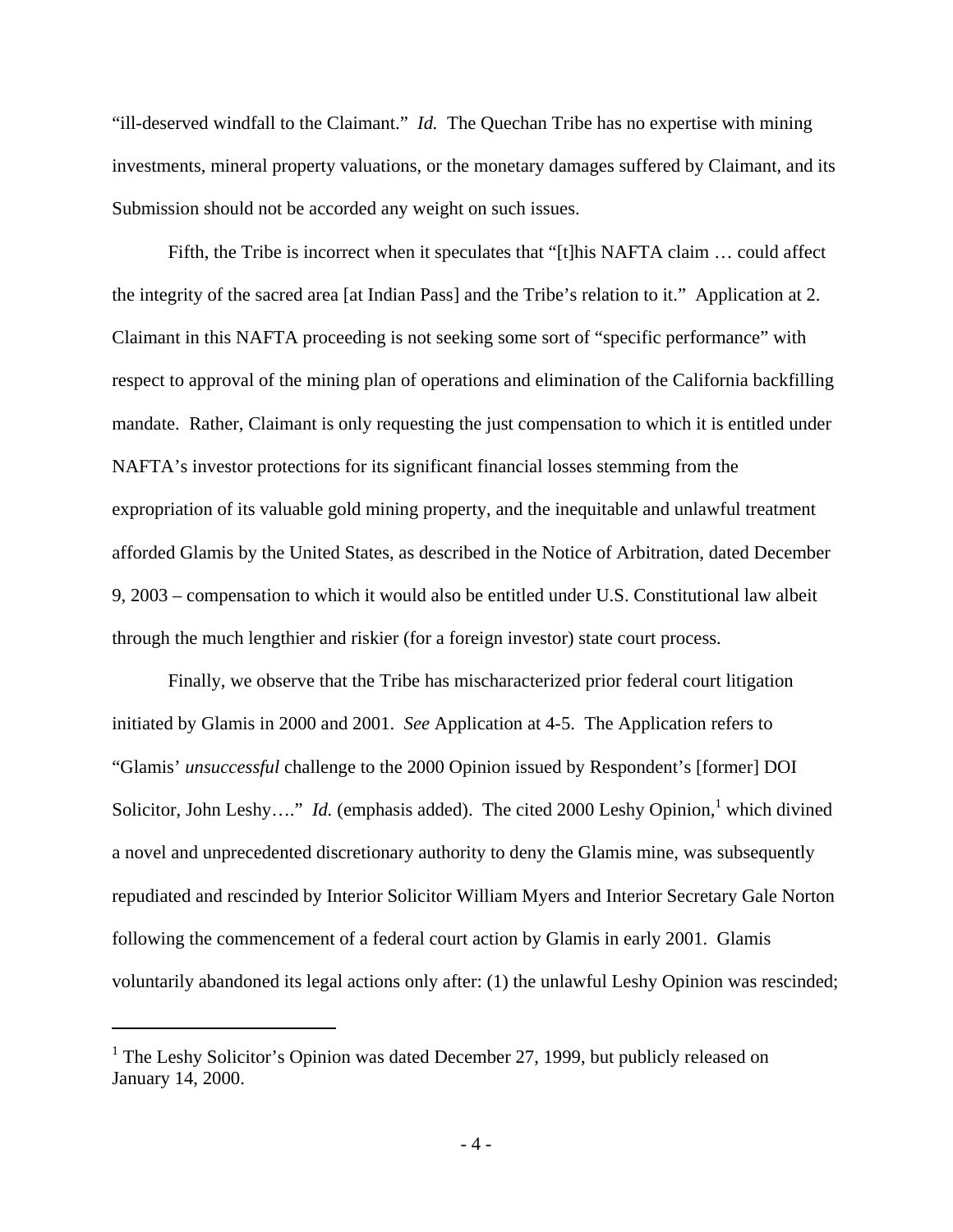"ill-deserved windfall to the Claimant." *Id.* The Quechan Tribe has no expertise with mining investments, mineral property valuations, or the monetary damages suffered by Claimant, and its Submission should not be accorded any weight on such issues.

Fifth, the Tribe is incorrect when it speculates that "[t]his NAFTA claim … could affect the integrity of the sacred area [at Indian Pass] and the Tribe's relation to it." Application at 2. Claimant in this NAFTA proceeding is not seeking some sort of "specific performance" with respect to approval of the mining plan of operations and elimination of the California backfilling mandate. Rather, Claimant is only requesting the just compensation to which it is entitled under NAFTA's investor protections for its significant financial losses stemming from the expropriation of its valuable gold mining property, and the inequitable and unlawful treatment afforded Glamis by the United States, as described in the Notice of Arbitration, dated December 9, 2003 – compensation to which it would also be entitled under U.S. Constitutional law albeit through the much lengthier and riskier (for a foreign investor) state court process.

Finally, we observe that the Tribe has mischaracterized prior federal court litigation initiated by Glamis in 2000 and 2001. *See* Application at 4-5. The Application refers to "Glamis' *unsuccessful* challenge to the 2000 Opinion issued by Respondent's [former] DOI Solicitor, John Leshy…." *Id.* (emphasis added). The cited 2000 Leshy Opinion,[1] which divined a novel and unprecedented discretionary authority to deny the Glamis mine, was subsequently repudiated and rescinded by Interior Solicitor William Myers and Interior Secretary Gale Norton following the commencement of a federal court action by Glamis in early 2001. Glamis voluntarily abandoned its legal actions only after: (1) the unlawful Leshy Opinion was rescinded;

[1] The Leshy Solicitor's Opinion was dated December 27, 1999, but publicly released on January 14, 2000.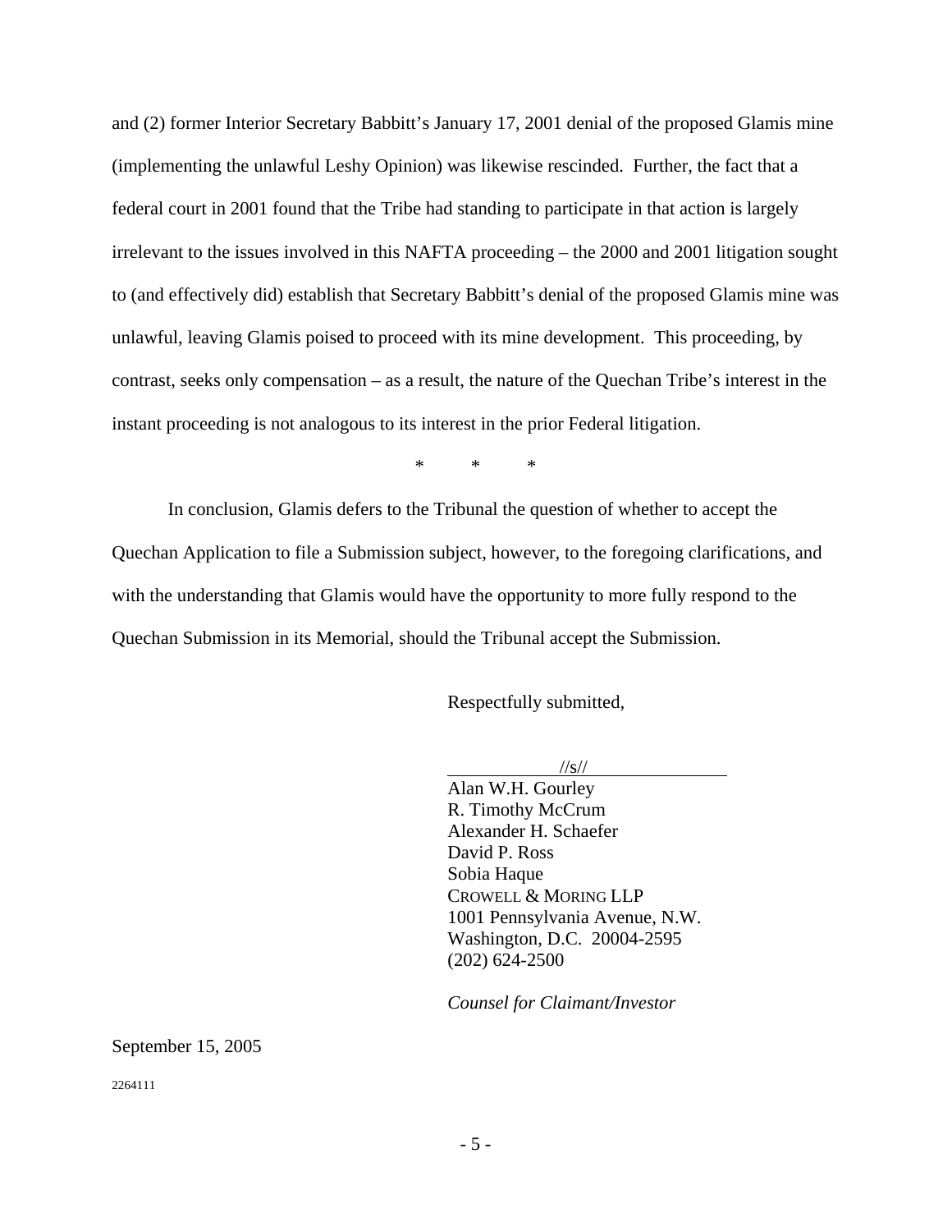and (2) former Interior Secretary Babbitt's January 17, 2001 denial of the proposed Glamis mine (implementing the unlawful Leshy Opinion) was likewise rescinded. Further, the fact that a federal court in 2001 found that the Tribe had standing to participate in that action is largely irrelevant to the issues involved in this NAFTA proceeding – the 2000 and 2001 litigation sought to (and effectively did) establish that Secretary Babbitt's denial of the proposed Glamis mine was unlawful, leaving Glamis poised to proceed with its mine development. This proceeding, by contrast, seeks only compensation – as a result, the nature of the Quechan Tribe's interest in the instant proceeding is not analogous to its interest in the prior Federal litigation.

\* \* \*

In conclusion, Glamis defers to the Tribunal the question of whether to accept the Quechan Application to file a Submission subject, however, to the foregoing clarifications, and with the understanding that Glamis would have the opportunity to more fully respond to the Quechan Submission in its Memorial, should the Tribunal accept the Submission.

Respectfully submitted,

//s//

Alan W.H. Gourley
R. Timothy McCrum
Alexander H. Schaefer
David P. Ross
Sobia Haque
CROWELL & MORING LLP
1001 Pennsylvania Avenue, N.W.
Washington, D.C. 20004-2595
(202) 624-2500

*Counsel for Claimant/Investor*

September 15, 2005

2264111